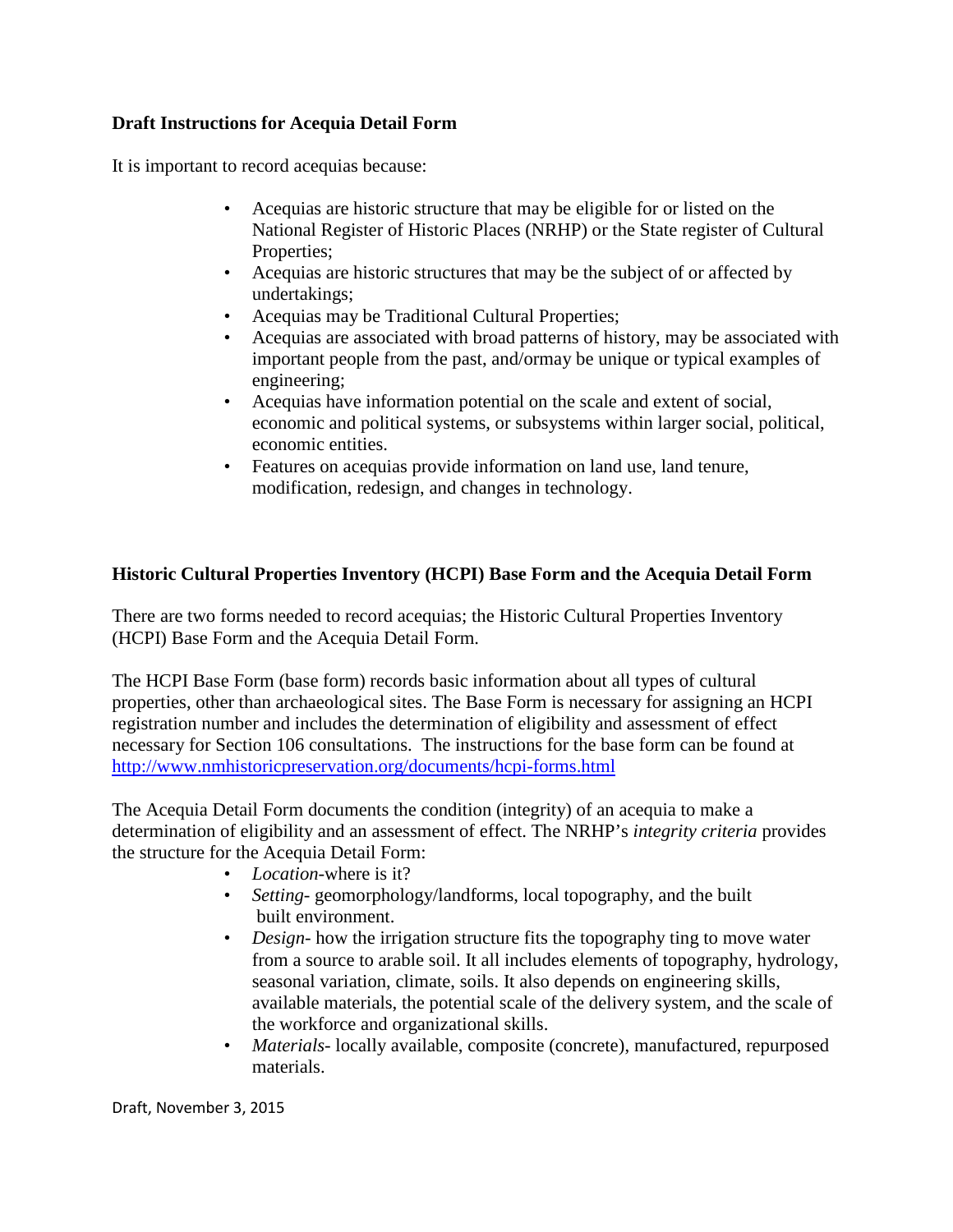**Draft Instructions for Acequia Detail Form**

It is important to record acequias because:

- Acequias are historic structure that may be eligible for or listed on the National Register of Historic Places (NRHP) or the State register of Cultural Properties;
- Acequias are historic structures that may be the subject of or affected by undertakings;
- Acequias may be Traditional Cultural Properties;
- Acequias are associated with broad patterns of history, may be associated with important people from the past, and/ormay be unique or typical examples of engineering;
- Acequias have information potential on the scale and extent of social, economic and political systems, or subsystems within larger social, political, economic entities.
- Features on acequias provide information on land use, land tenure, modification, redesign, and changes in technology.

**Historic Cultural Properties Inventory (HCPI) Base Form and the Acequia Detail Form**

There are two forms needed to record acequias; the Historic Cultural Properties Inventory (HCPI) Base Form and the Acequia Detail Form.

The HCPI Base Form (base form) records basic information about all types of cultural properties, other than archaeological sites. The Base Form is necessary for assigning an HCPI registration number and includes the determination of eligibility and assessment of effect necessary for Section 106 consultations. The instructions for the base form can be found at http://www.nmhistoricpreservation.org/documents/hcpi-forms.html

The Acequia Detail Form documents the condition (integrity) of an acequia to make a determination of eligibility and an assessment of effect. The NRHP's *integrity criteria* provides the structure for the Acequia Detail Form:

- *Location*-where is it?
- *Setting*- geomorphology/landforms, local topography, and the built built environment.
- *Design*- how the irrigation structure fits the topography ting to move water from a source to arable soil. It all includes elements of topography, hydrology, seasonal variation, climate, soils. It also depends on engineering skills, available materials, the potential scale of the delivery system, and the scale of the workforce and organizational skills.
- *Materials*- locally available, composite (concrete), manufactured, repurposed materials.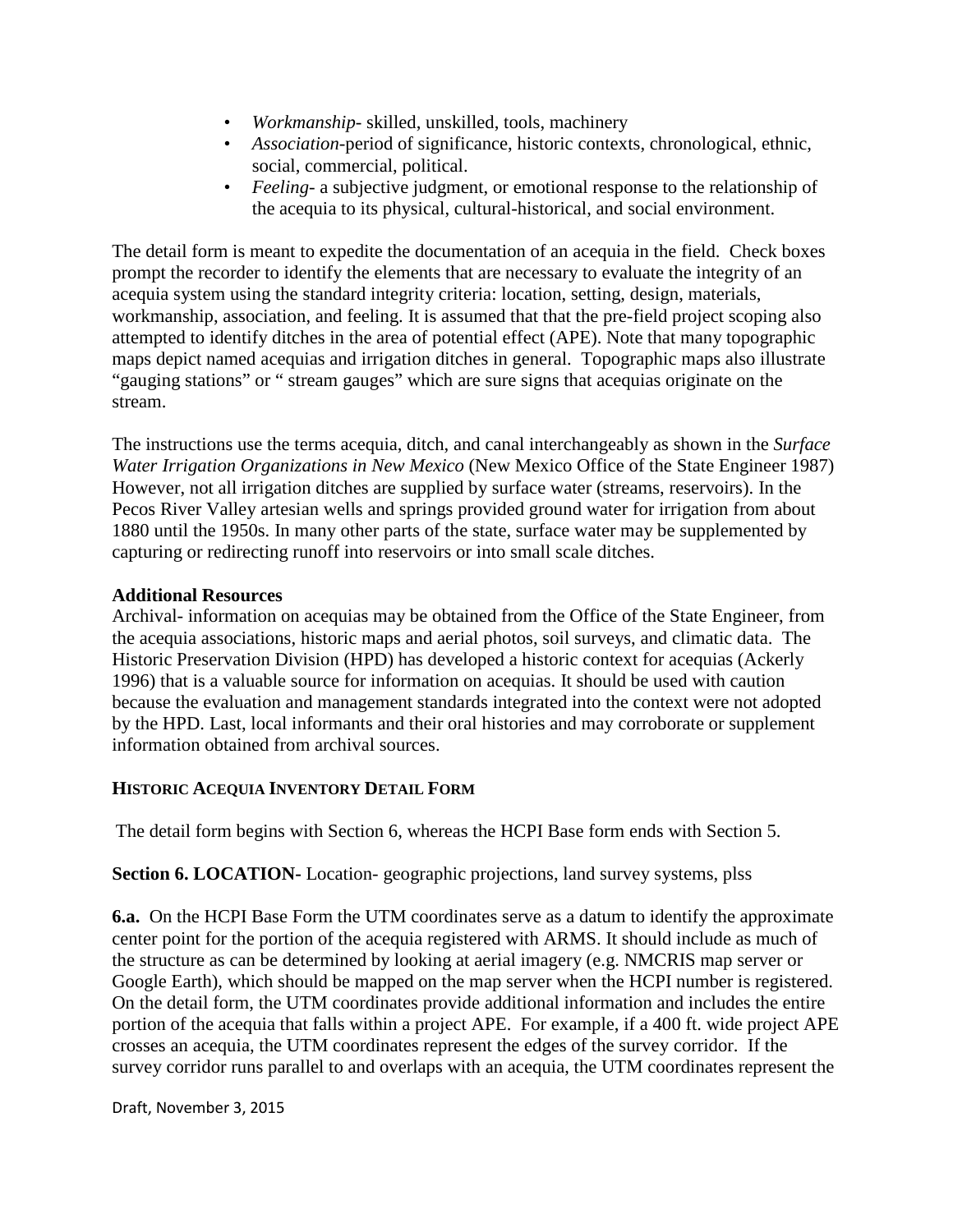- *Workmanship*- skilled, unskilled, tools, machinery
- *Association*-period of significance, historic contexts, chronological, ethnic, social, commercial, political.
- *Feeling*- a subjective judgment, or emotional response to the relationship of the acequia to its physical, cultural-historical, and social environment.

The detail form is meant to expedite the documentation of an acequia in the field. Check boxes prompt the recorder to identify the elements that are necessary to evaluate the integrity of an acequia system using the standard integrity criteria: location, setting, design, materials, workmanship, association, and feeling. It is assumed that that the pre-field project scoping also attempted to identify ditches in the area of potential effect (APE). Note that many topographic maps depict named acequias and irrigation ditches in general. Topographic maps also illustrate "gauging stations" or " stream gauges" which are sure signs that acequias originate on the stream.

The instructions use the terms acequia, ditch, and canal interchangeably as shown in the *Surface Water Irrigation Organizations in New Mexico* (New Mexico Office of the State Engineer 1987) However, not all irrigation ditches are supplied by surface water (streams, reservoirs). In the Pecos River Valley artesian wells and springs provided ground water for irrigation from about 1880 until the 1950s. In many other parts of the state, surface water may be supplemented by capturing or redirecting runoff into reservoirs or into small scale ditches.

**Additional Resources**

Archival- information on acequias may be obtained from the Office of the State Engineer, from the acequia associations, historic maps and aerial photos, soil surveys, and climatic data. The Historic Preservation Division (HPD) has developed a historic context for acequias (Ackerly 1996) that is a valuable source for information on acequias. It should be used with caution because the evaluation and management standards integrated into the context were not adopted by the HPD. Last, local informants and their oral histories and may corroborate or supplement information obtained from archival sources.

## HISTORIC ACEQUIA INVENTORY DETAIL FORM

The detail form begins with Section 6, whereas the HCPI Base form ends with Section 5.

**Section 6. LOCATION-** Location- geographic projections, land survey systems, plss

**6.a.** On the HCPI Base Form the UTM coordinates serve as a datum to identify the approximate center point for the portion of the acequia registered with ARMS. It should include as much of the structure as can be determined by looking at aerial imagery (e.g. NMCRIS map server or Google Earth), which should be mapped on the map server when the HCPI number is registered. On the detail form, the UTM coordinates provide additional information and includes the entire portion of the acequia that falls within a project APE. For example, if a 400 ft. wide project APE crosses an acequia, the UTM coordinates represent the edges of the survey corridor. If the survey corridor runs parallel to and overlaps with an acequia, the UTM coordinates represent the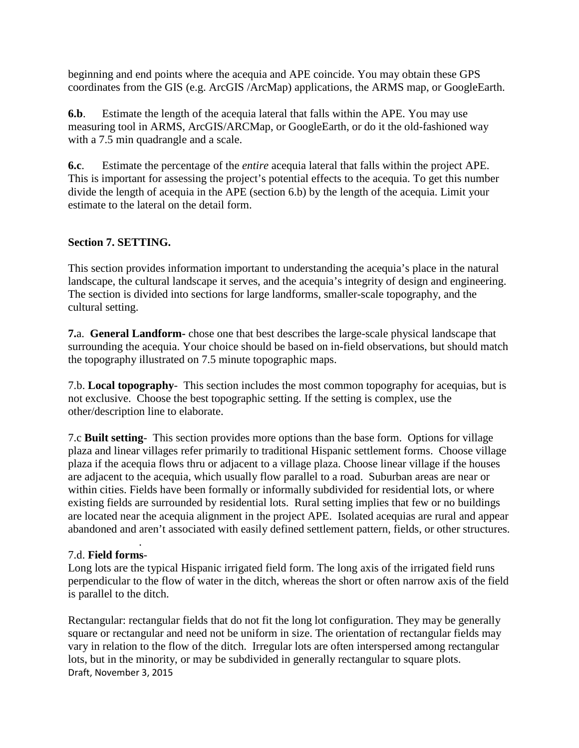beginning and end points where the acequia and APE coincide. You may obtain these GPS coordinates from the GIS (e.g. ArcGIS /ArcMap) applications, the ARMS map, or GoogleEarth.

**6.b**. Estimate the length of the acequia lateral that falls within the APE. You may use measuring tool in ARMS, ArcGIS/ARCMap, or GoogleEarth, or do it the old-fashioned way with a 7.5 min quadrangle and a scale.

**6.c**. Estimate the percentage of the *entire* acequia lateral that falls within the project APE. This is important for assessing the project's potential effects to the acequia. To get this number divide the length of acequia in the APE (section 6.b) by the length of the acequia. Limit your estimate to the lateral on the detail form.

**Section 7. SETTING.**

This section provides information important to understanding the acequia's place in the natural landscape, the cultural landscape it serves, and the acequia's integrity of design and engineering. The section is divided into sections for large landforms, smaller-scale topography, and the cultural setting.

**7.**a. **General Landform-** chose one that best describes the large-scale physical landscape that surrounding the acequia. Your choice should be based on in-field observations, but should match the topography illustrated on 7.5 minute topographic maps.

7.b. **Local topography**- This section includes the most common topography for acequias, but is not exclusive. Choose the best topographic setting. If the setting is complex, use the other/description line to elaborate.

7.c **Built setting**- This section provides more options than the base form. Options for village plaza and linear villages refer primarily to traditional Hispanic settlement forms. Choose village plaza if the acequia flows thru or adjacent to a village plaza. Choose linear village if the houses are adjacent to the acequia, which usually flow parallel to a road. Suburban areas are near or within cities. Fields have been formally or informally subdivided for residential lots, or where existing fields are surrounded by residential lots. Rural setting implies that few or no buildings are located near the acequia alignment in the project APE. Isolated acequias are rural and appear abandoned and aren't associated with easily defined settlement pattern, fields, or other structures.

.

7.d. **Field forms**-
Long lots are the typical Hispanic irrigated field form. The long axis of the irrigated field runs perpendicular to the flow of water in the ditch, whereas the short or often narrow axis of the field is parallel to the ditch.

Rectangular: rectangular fields that do not fit the long lot configuration. They may be generally square or rectangular and need not be uniform in size. The orientation of rectangular fields may vary in relation to the flow of the ditch. Irregular lots are often interspersed among rectangular lots, but in the minority, or may be subdivided in generally rectangular to square plots.

Draft, November 3, 2015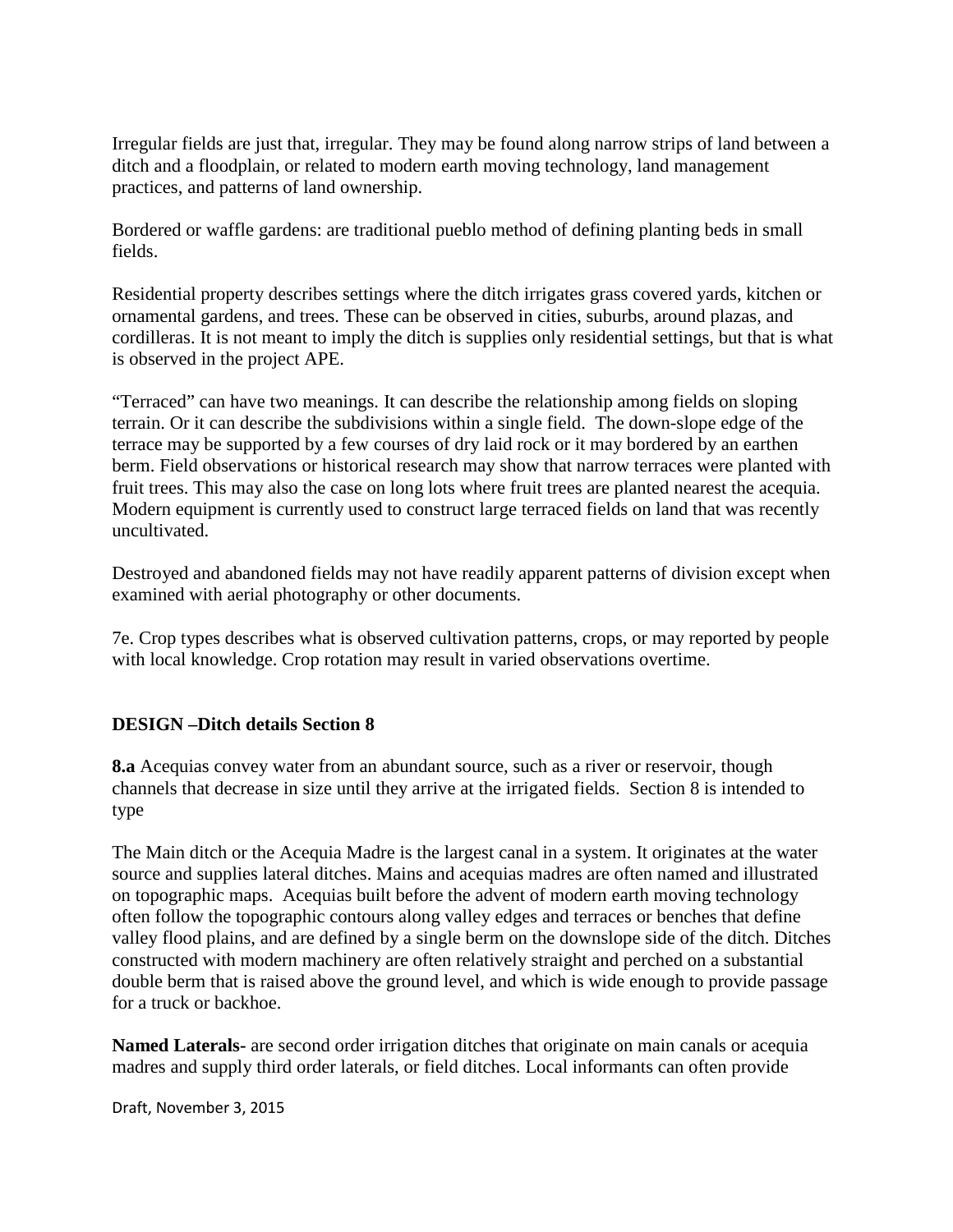Irregular fields are just that, irregular. They may be found along narrow strips of land between a ditch and a floodplain, or related to modern earth moving technology, land management practices, and patterns of land ownership.

Bordered or waffle gardens: are traditional pueblo method of defining planting beds in small fields.

Residential property describes settings where the ditch irrigates grass covered yards, kitchen or ornamental gardens, and trees. These can be observed in cities, suburbs, around plazas, and cordilleras. It is not meant to imply the ditch is supplies only residential settings, but that is what is observed in the project APE.

"Terraced" can have two meanings. It can describe the relationship among fields on sloping terrain. Or it can describe the subdivisions within a single field. The down-slope edge of the terrace may be supported by a few courses of dry laid rock or it may bordered by an earthen berm. Field observations or historical research may show that narrow terraces were planted with fruit trees. This may also the case on long lots where fruit trees are planted nearest the acequia. Modern equipment is currently used to construct large terraced fields on land that was recently uncultivated.

Destroyed and abandoned fields may not have readily apparent patterns of division except when examined with aerial photography or other documents.

7e. Crop types describes what is observed cultivation patterns, crops, or may reported by people with local knowledge. Crop rotation may result in varied observations overtime.

## DESIGN –Ditch details Section 8

**8.a** Acequias convey water from an abundant source, such as a river or reservoir, though channels that decrease in size until they arrive at the irrigated fields. Section 8 is intended to type

The Main ditch or the Acequia Madre is the largest canal in a system. It originates at the water source and supplies lateral ditches. Mains and acequias madres are often named and illustrated on topographic maps. Acequias built before the advent of modern earth moving technology often follow the topographic contours along valley edges and terraces or benches that define valley flood plains, and are defined by a single berm on the downslope side of the ditch. Ditches constructed with modern machinery are often relatively straight and perched on a substantial double berm that is raised above the ground level, and which is wide enough to provide passage for a truck or backhoe.

**Named Laterals-** are second order irrigation ditches that originate on main canals or acequia madres and supply third order laterals, or field ditches. Local informants can often provide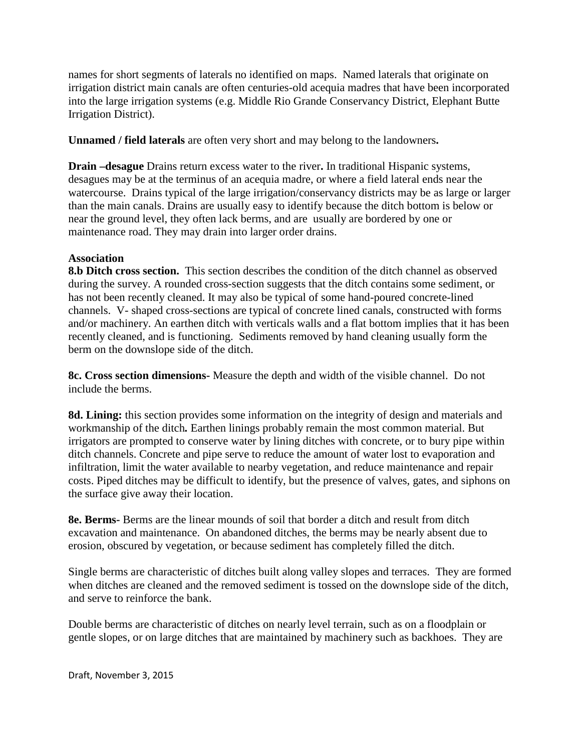names for short segments of laterals no identified on maps. Named laterals that originate on irrigation district main canals are often centuries-old acequia madres that have been incorporated into the large irrigation systems (e.g. Middle Rio Grande Conservancy District, Elephant Butte Irrigation District).

**Unnamed / field laterals** are often very short and may belong to the landowners**.**

**Drain –desague** Drains return excess water to the river**.** In traditional Hispanic systems, desagues may be at the terminus of an acequia madre, or where a field lateral ends near the watercourse. Drains typical of the large irrigation/conservancy districts may be as large or larger than the main canals. Drains are usually easy to identify because the ditch bottom is below or near the ground level, they often lack berms, and are usually are bordered by one or maintenance road. They may drain into larger order drains.

**Association**

**8.b Ditch cross section.** This section describes the condition of the ditch channel as observed during the survey. A rounded cross-section suggests that the ditch contains some sediment, or has not been recently cleaned. It may also be typical of some hand-poured concrete-lined channels. V- shaped cross-sections are typical of concrete lined canals, constructed with forms and/or machinery. An earthen ditch with verticals walls and a flat bottom implies that it has been recently cleaned, and is functioning. Sediments removed by hand cleaning usually form the berm on the downslope side of the ditch.

**8c. Cross section dimensions-** Measure the depth and width of the visible channel. Do not include the berms.

**8d. Lining:** this section provides some information on the integrity of design and materials and workmanship of the ditch**.** Earthen linings probably remain the most common material. But irrigators are prompted to conserve water by lining ditches with concrete, or to bury pipe within ditch channels. Concrete and pipe serve to reduce the amount of water lost to evaporation and infiltration, limit the water available to nearby vegetation, and reduce maintenance and repair costs. Piped ditches may be difficult to identify, but the presence of valves, gates, and siphons on the surface give away their location.

**8e. Berms-** Berms are the linear mounds of soil that border a ditch and result from ditch excavation and maintenance. On abandoned ditches, the berms may be nearly absent due to erosion, obscured by vegetation, or because sediment has completely filled the ditch.

Single berms are characteristic of ditches built along valley slopes and terraces. They are formed when ditches are cleaned and the removed sediment is tossed on the downslope side of the ditch, and serve to reinforce the bank.

Double berms are characteristic of ditches on nearly level terrain, such as on a floodplain or gentle slopes, or on large ditches that are maintained by machinery such as backhoes. They are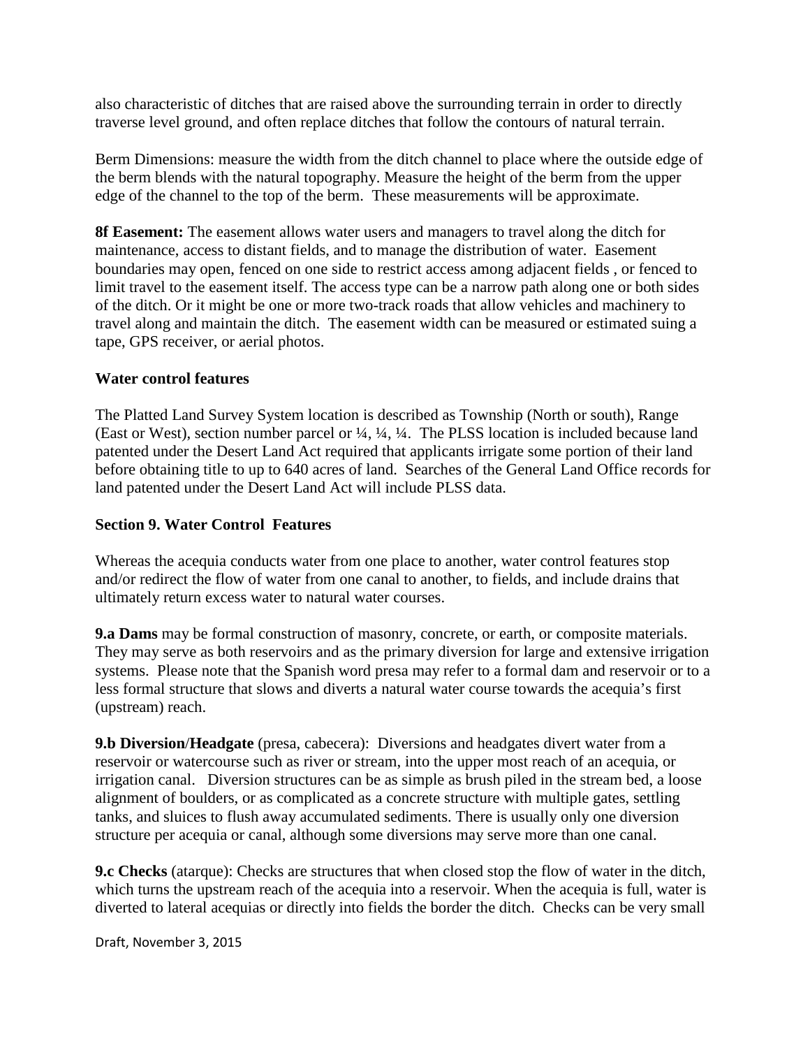also characteristic of ditches that are raised above the surrounding terrain in order to directly traverse level ground, and often replace ditches that follow the contours of natural terrain.

Berm Dimensions: measure the width from the ditch channel to place where the outside edge of the berm blends with the natural topography. Measure the height of the berm from the upper edge of the channel to the top of the berm. These measurements will be approximate.

**8f Easement:** The easement allows water users and managers to travel along the ditch for maintenance, access to distant fields, and to manage the distribution of water. Easement boundaries may open, fenced on one side to restrict access among adjacent fields , or fenced to limit travel to the easement itself. The access type can be a narrow path along one or both sides of the ditch. Or it might be one or more two-track roads that allow vehicles and machinery to travel along and maintain the ditch. The easement width can be measured or estimated suing a tape, GPS receiver, or aerial photos.

**Water control features**

The Platted Land Survey System location is described as Township (North or south), Range (East or West), section number parcel or ¼, ¼, ¼. The PLSS location is included because land patented under the Desert Land Act required that applicants irrigate some portion of their land before obtaining title to up to 640 acres of land. Searches of the General Land Office records for land patented under the Desert Land Act will include PLSS data.

**Section 9. Water Control Features**

Whereas the acequia conducts water from one place to another, water control features stop and/or redirect the flow of water from one canal to another, to fields, and include drains that ultimately return excess water to natural water courses.

**9.a Dams** may be formal construction of masonry, concrete, or earth, or composite materials. They may serve as both reservoirs and as the primary diversion for large and extensive irrigation systems. Please note that the Spanish word presa may refer to a formal dam and reservoir or to a less formal structure that slows and diverts a natural water course towards the acequia's first (upstream) reach.

**9.b Diversion/Headgate** (presa, cabecera): Diversions and headgates divert water from a reservoir or watercourse such as river or stream, into the upper most reach of an acequia, or irrigation canal. Diversion structures can be as simple as brush piled in the stream bed, a loose alignment of boulders, or as complicated as a concrete structure with multiple gates, settling tanks, and sluices to flush away accumulated sediments. There is usually only one diversion structure per acequia or canal, although some diversions may serve more than one canal.

**9.c Checks** (atarque): Checks are structures that when closed stop the flow of water in the ditch, which turns the upstream reach of the acequia into a reservoir. When the acequia is full, water is diverted to lateral acequias or directly into fields the border the ditch. Checks can be very small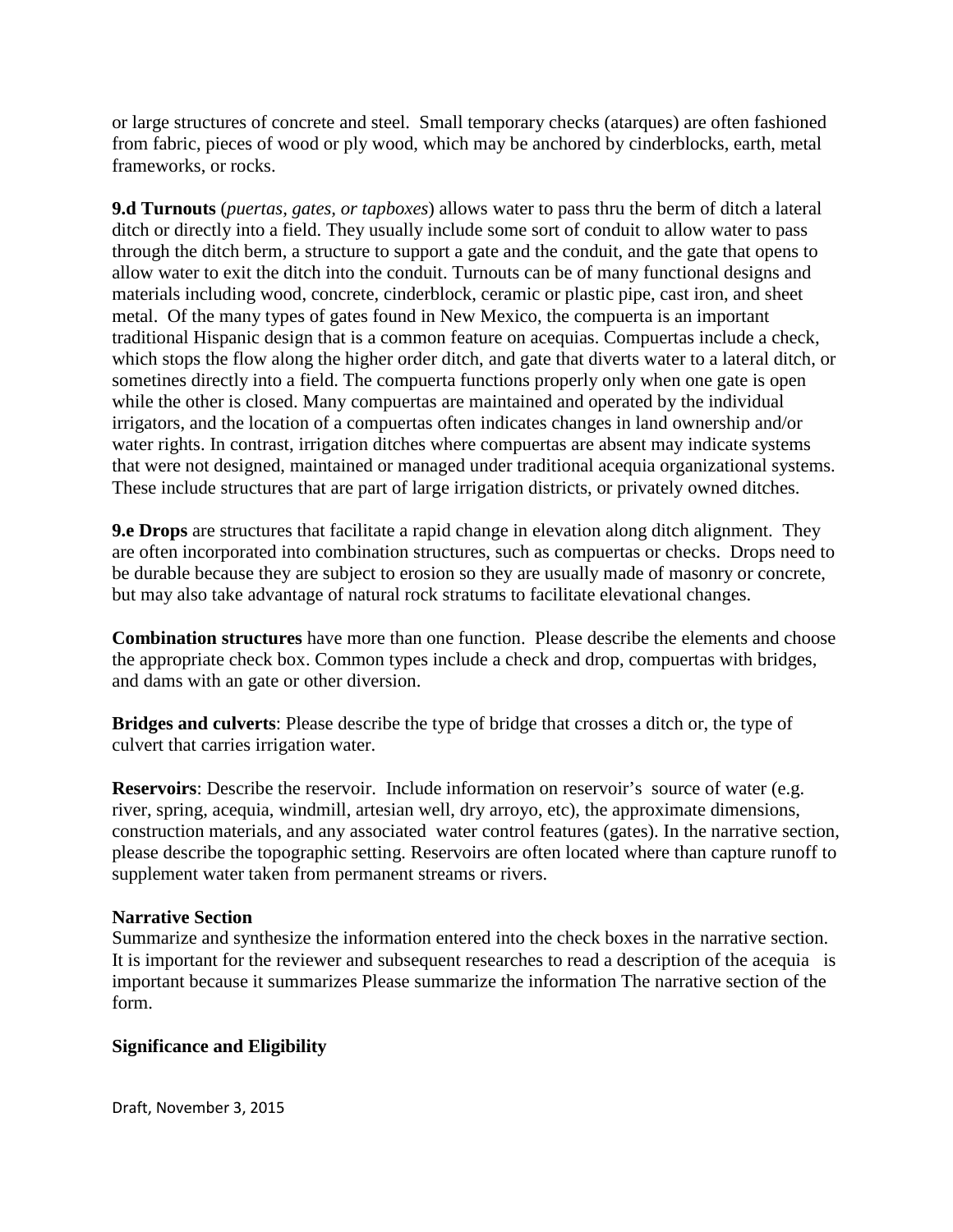or large structures of concrete and steel. Small temporary checks (atarques) are often fashioned from fabric, pieces of wood or ply wood, which may be anchored by cinderblocks, earth, metal frameworks, or rocks.

**9.d Turnouts** (*puertas, gates, or tapboxes*) allows water to pass thru the berm of ditch a lateral ditch or directly into a field. They usually include some sort of conduit to allow water to pass through the ditch berm, a structure to support a gate and the conduit, and the gate that opens to allow water to exit the ditch into the conduit. Turnouts can be of many functional designs and materials including wood, concrete, cinderblock, ceramic or plastic pipe, cast iron, and sheet metal. Of the many types of gates found in New Mexico, the compuerta is an important traditional Hispanic design that is a common feature on acequias. Compuertas include a check, which stops the flow along the higher order ditch, and gate that diverts water to a lateral ditch, or sometines directly into a field. The compuerta functions properly only when one gate is open while the other is closed. Many compuertas are maintained and operated by the individual irrigators, and the location of a compuertas often indicates changes in land ownership and/or water rights. In contrast, irrigation ditches where compuertas are absent may indicate systems that were not designed, maintained or managed under traditional acequia organizational systems. These include structures that are part of large irrigation districts, or privately owned ditches.

**9.e Drops** are structures that facilitate a rapid change in elevation along ditch alignment. They are often incorporated into combination structures, such as compuertas or checks. Drops need to be durable because they are subject to erosion so they are usually made of masonry or concrete, but may also take advantage of natural rock stratums to facilitate elevational changes.

**Combination structures** have more than one function. Please describe the elements and choose the appropriate check box. Common types include a check and drop, compuertas with bridges, and dams with an gate or other diversion.

**Bridges and culverts**: Please describe the type of bridge that crosses a ditch or, the type of culvert that carries irrigation water.

**Reservoirs**: Describe the reservoir. Include information on reservoir's source of water (e.g. river, spring, acequia, windmill, artesian well, dry arroyo, etc), the approximate dimensions, construction materials, and any associated water control features (gates). In the narrative section, please describe the topographic setting. Reservoirs are often located where than capture runoff to supplement water taken from permanent streams or rivers.

**Narrative Section**

Summarize and synthesize the information entered into the check boxes in the narrative section. It is important for the reviewer and subsequent researches to read a description of the acequia is important because it summarizes Please summarize the information The narrative section of the form.

**Significance and Eligibility**

Draft, November 3, 2015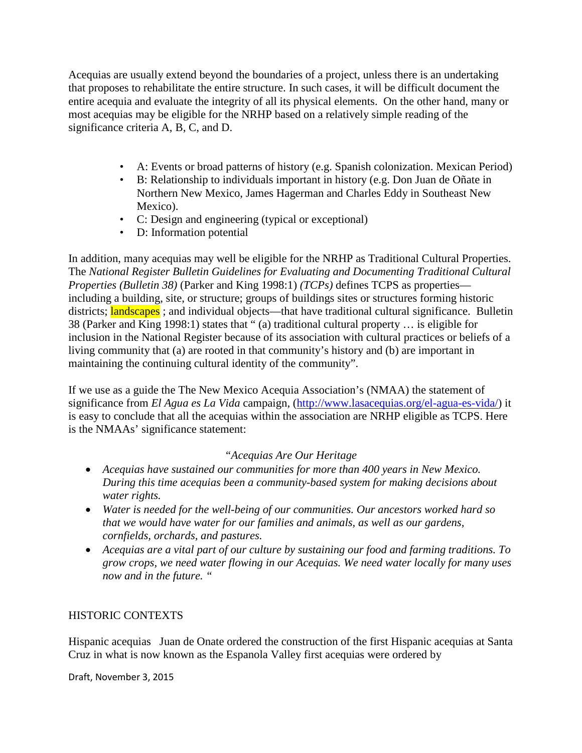Acequias are usually extend beyond the boundaries of a project, unless there is an undertaking that proposes to rehabilitate the entire structure. In such cases, it will be difficult document the entire acequia and evaluate the integrity of all its physical elements. On the other hand, many or most acequias may be eligible for the NRHP based on a relatively simple reading of the significance criteria A, B, C, and D.

- A: Events or broad patterns of history (e.g. Spanish colonization. Mexican Period)
- B: Relationship to individuals important in history (e.g. Don Juan de Oñate in Northern New Mexico, James Hagerman and Charles Eddy in Southeast New Mexico).
- C: Design and engineering (typical or exceptional)
- D: Information potential

In addition, many acequias may well be eligible for the NRHP as Traditional Cultural Properties. The *National Register Bulletin Guidelines for Evaluating and Documenting Traditional Cultural Properties (Bulletin 38)* (Parker and King 1998:1) *(TCPs)* defines TCPS as properties—including a building, site, or structure; groups of buildings sites or structures forming historic districts; landscapes ; and individual objects—that have traditional cultural significance. Bulletin 38 (Parker and King 1998:1) states that " (a) traditional cultural property … is eligible for inclusion in the National Register because of its association with cultural practices or beliefs of a living community that (a) are rooted in that community's history and (b) are important in maintaining the continuing cultural identity of the community".

If we use as a guide the The New Mexico Acequia Association's (NMAA) the statement of significance from *El Agua es La Vida* campaign, (http://www.lasacequias.org/el-agua-es-vida/) it is easy to conclude that all the acequias within the association are NRHP eligible as TCPS. Here is the NMAAs' significance statement:

*"Acequias Are Our Heritage*

- *Acequias have sustained our communities for more than 400 years in New Mexico. During this time acequias been a community-based system for making decisions about water rights.*
- *Water is needed for the well-being of our communities. Our ancestors worked hard so that we would have water for our families and animals, as well as our gardens, cornfields, orchards, and pastures.*
- *Acequias are a vital part of our culture by sustaining our food and farming traditions. To grow crops, we need water flowing in our Acequias. We need water locally for many uses now and in the future. "*

HISTORIC CONTEXTS

Hispanic acequias Juan de Onate ordered the construction of the first Hispanic acequias at Santa Cruz in what is now known as the Espanola Valley first acequias were ordered by

Draft, November 3, 2015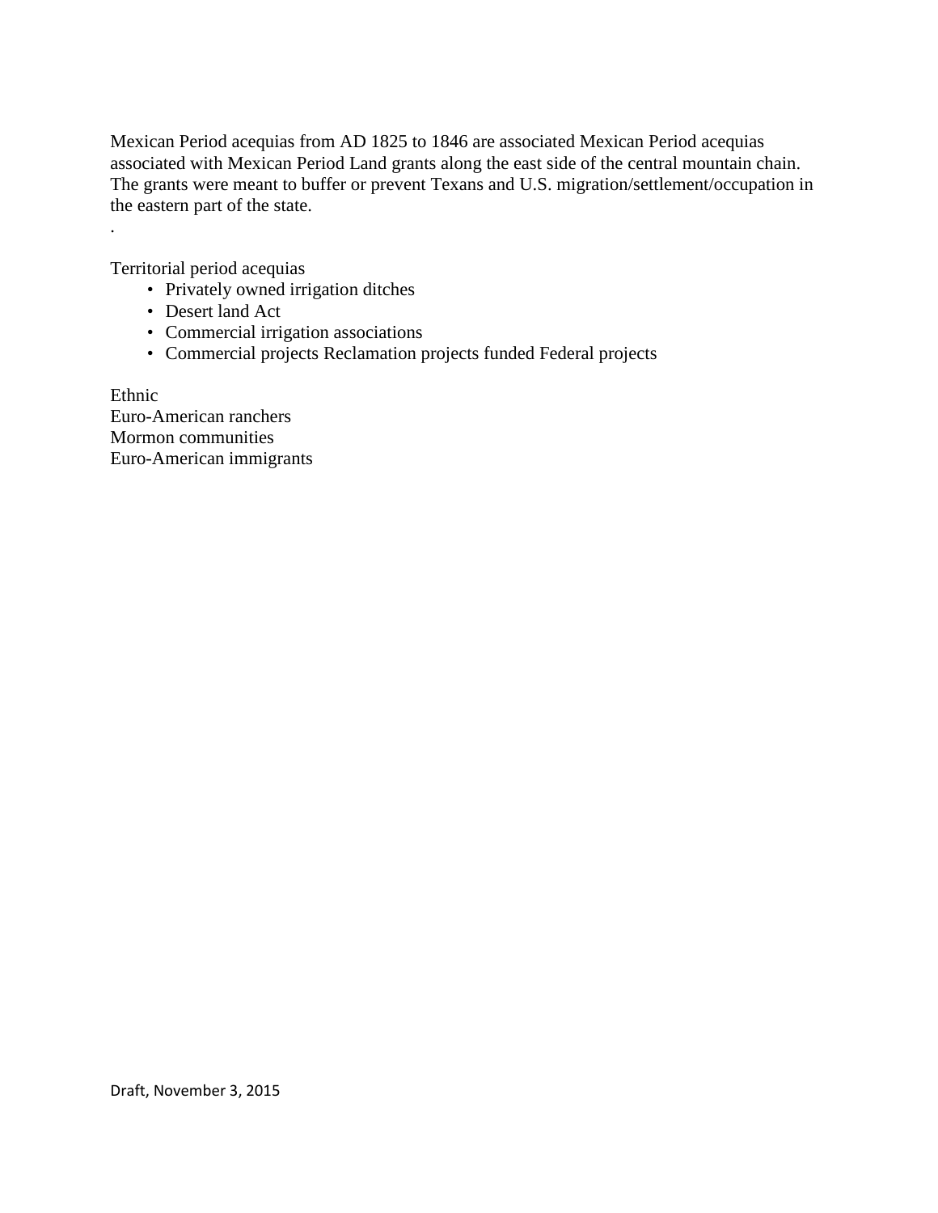Mexican Period acequias from AD 1825 to 1846 are associated Mexican Period acequias associated with Mexican Period Land grants along the east side of the central mountain chain. The grants were meant to buffer or prevent Texans and U.S. migration/settlement/occupation in the eastern part of the state.

.

Territorial period acequias

- Privately owned irrigation ditches
- Desert land Act
- Commercial irrigation associations
- Commercial projects Reclamation projects funded Federal projects

Ethnic
Euro-American ranchers
Mormon communities
Euro-American immigrants

Draft, November 3, 2015